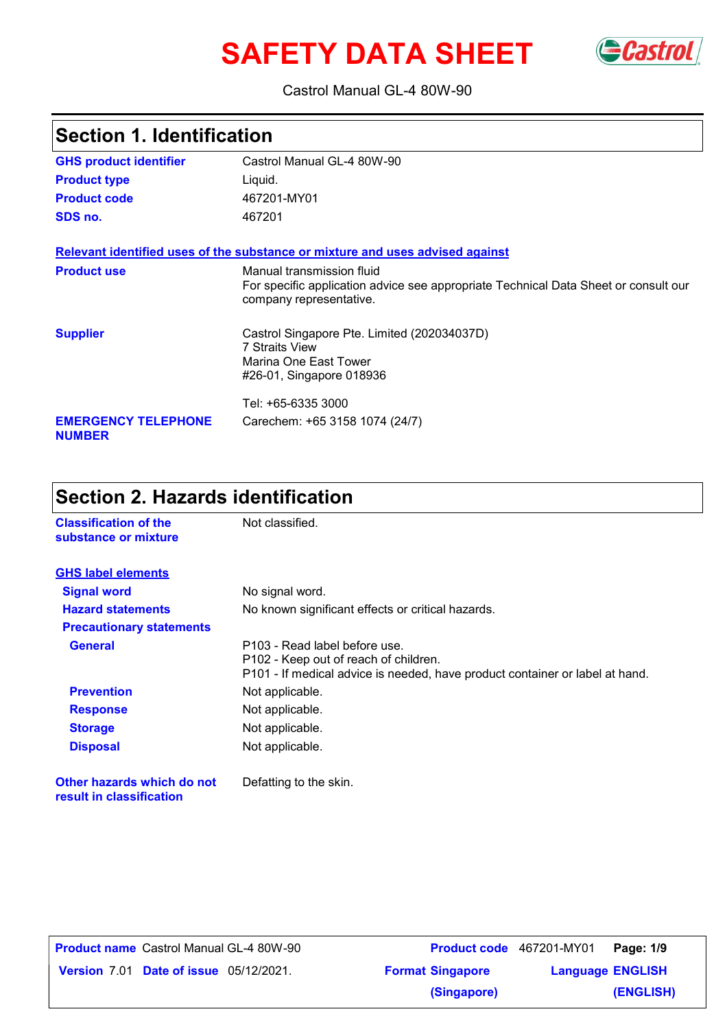# SAFETY DATA SHEET

Castrol Manual GL-4 80W-90

## Section 1. Identification

| | |
|---|---|
| **GHS product identifier** | Castrol Manual GL-4 80W-90 |
| **Product type** | Liquid. |
| **Product code** | 467201-MY01 |
| **SDS no.** | 467201 |

**Relevant identified uses of the substance or mixture and uses advised against**

| | |
|---|---|
| **Product use** | Manual transmission fluid<br>For specific application advice see appropriate Technical Data Sheet or consult our company representative. |
| **Supplier** | Castrol Singapore Pte. Limited (202034037D)<br>7 Straits View<br>Marina One East Tower<br>#26-01, Singapore 018936<br><br>Tel: +65-6335 3000 |
| **EMERGENCY TELEPHONE NUMBER** | Carechem: +65 3158 1074 (24/7) |

## Section 2. Hazards identification

| | |
|---|---|
| **Classification of the substance or mixture** | Not classified. |

**GHS label elements**

| | |
|---|---|
| **Signal word** | No signal word. |
| **Hazard statements** | No known significant effects or critical hazards. |
| **Precautionary statements** | |
| **General** | P103 - Read label before use.<br>P102 - Keep out of reach of children.<br>P101 - If medical advice is needed, have product container or label at hand. |
| **Prevention** | Not applicable. |
| **Response** | Not applicable. |
| **Storage** | Not applicable. |
| **Disposal** | Not applicable. |
| **Other hazards which do not result in classification** | Defatting to the skin. |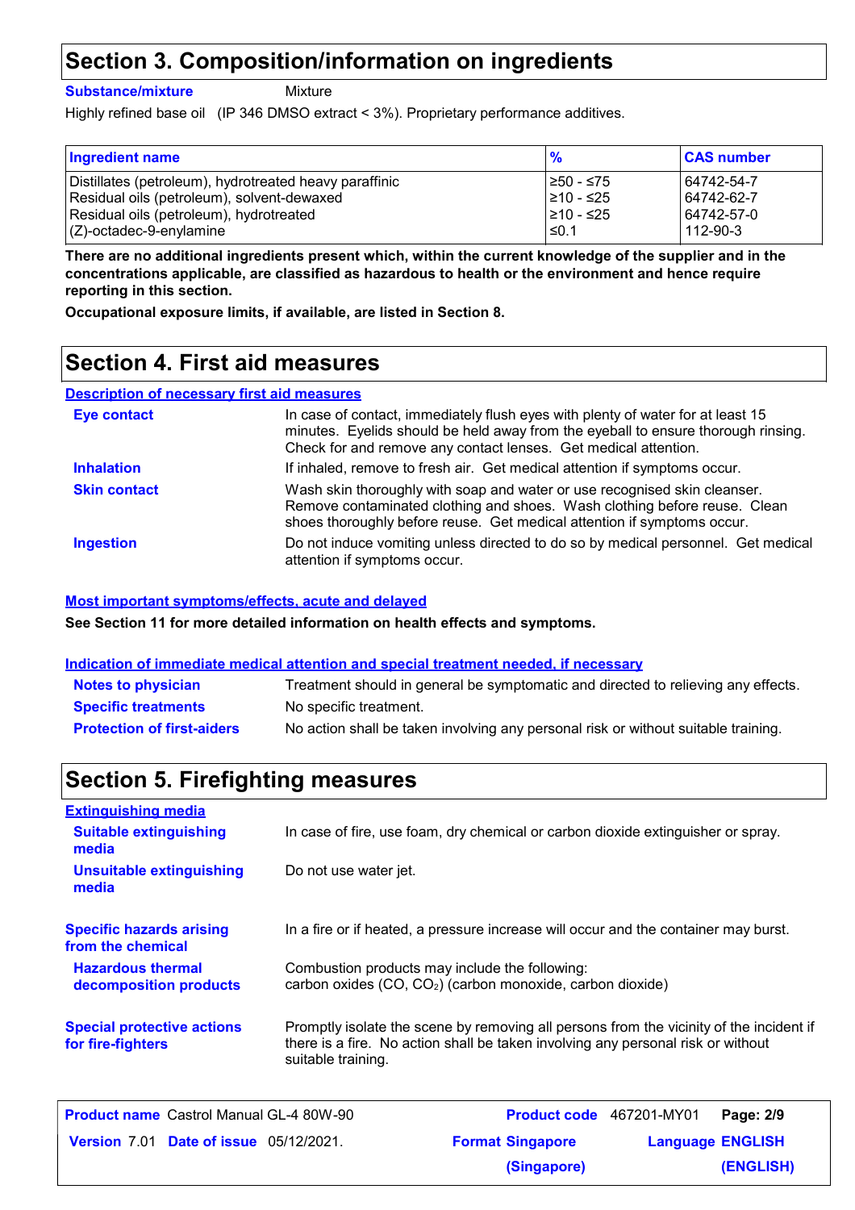## Section 3. Composition/information on ingredients

**Substance/mixture** Mixture

Highly refined base oil (IP 346 DMSO extract < 3%). Proprietary performance additives.

| Ingredient name | % | CAS number |
|---|---|---|
| Distillates (petroleum), hydrotreated heavy paraffinic | ≥50 - ≤75 | 64742-54-7 |
| Residual oils (petroleum), solvent-dewaxed | ≥10 - ≤25 | 64742-62-7 |
| Residual oils (petroleum), hydrotreated | ≥10 - ≤25 | 64742-57-0 |
| (Z)-octadec-9-enylamine | ≤0.1 | 112-90-3 |

**There are no additional ingredients present which, within the current knowledge of the supplier and in the concentrations applicable, are classified as hazardous to health or the environment and hence require reporting in this section.**

**Occupational exposure limits, if available, are listed in Section 8.**

## Section 4. First aid measures

### Description of necessary first aid measures

**Eye contact**: In case of contact, immediately flush eyes with plenty of water for at least 15 minutes. Eyelids should be held away from the eyeball to ensure thorough rinsing. Check for and remove any contact lenses. Get medical attention.

**Inhalation**: If inhaled, remove to fresh air. Get medical attention if symptoms occur.

**Skin contact**: Wash skin thoroughly with soap and water or use recognised skin cleanser. Remove contaminated clothing and shoes. Wash clothing before reuse. Clean shoes thoroughly before reuse. Get medical attention if symptoms occur.

**Ingestion**: Do not induce vomiting unless directed to do so by medical personnel. Get medical attention if symptoms occur.

### Most important symptoms/effects, acute and delayed

**See Section 11 for more detailed information on health effects and symptoms.**

### Indication of immediate medical attention and special treatment needed, if necessary

**Notes to physician**: Treatment should in general be symptomatic and directed to relieving any effects.

**Specific treatments**: No specific treatment.

**Protection of first-aiders**: No action shall be taken involving any personal risk or without suitable training.

## Section 5. Firefighting measures

### Extinguishing media

**Suitable extinguishing media**: In case of fire, use foam, dry chemical or carbon dioxide extinguisher or spray.

**Unsuitable extinguishing media**: Do not use water jet.

**Specific hazards arising from the chemical**: In a fire or if heated, a pressure increase will occur and the container may burst.

**Hazardous thermal decomposition products**: Combustion products may include the following:
carbon oxides (CO, $CO_2$) (carbon monoxide, carbon dioxide)

**Special protective actions for fire-fighters**: Promptly isolate the scene by removing all persons from the vicinity of the incident if there is a fire. No action shall be taken involving any personal risk or without suitable training.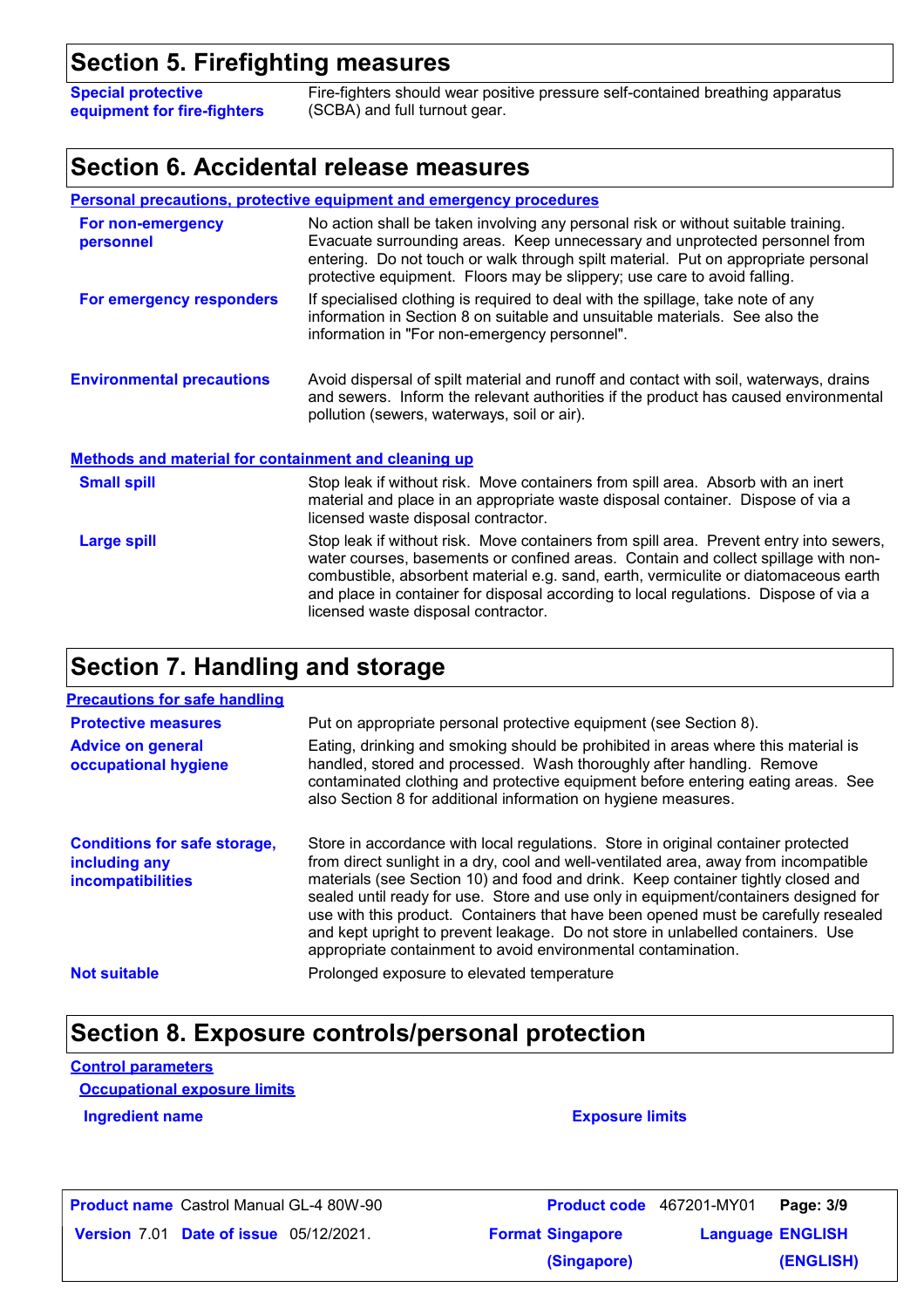## Section 5. Firefighting measures

| | |
|---|---|
| **Special protective equipment for fire-fighters** | Fire-fighters should wear positive pressure self-contained breathing apparatus (SCBA) and full turnout gear. |

## Section 6. Accidental release measures

**Personal precautions, protective equipment and emergency procedures**

| | |
|---|---|
| **For non-emergency personnel** | No action shall be taken involving any personal risk or without suitable training. Evacuate surrounding areas. Keep unnecessary and unprotected personnel from entering. Do not touch or walk through spilt material. Put on appropriate personal protective equipment. Floors may be slippery; use care to avoid falling. |
| **For emergency responders** | If specialised clothing is required to deal with the spillage, take note of any information in Section 8 on suitable and unsuitable materials. See also the information in "For non-emergency personnel". |
| **Environmental precautions** | Avoid dispersal of spilt material and runoff and contact with soil, waterways, drains and sewers. Inform the relevant authorities if the product has caused environmental pollution (sewers, waterways, soil or air). |

**Methods and material for containment and cleaning up**

| | |
|---|---|
| **Small spill** | Stop leak if without risk. Move containers from spill area. Absorb with an inert material and place in an appropriate waste disposal container. Dispose of via a licensed waste disposal contractor. |
| **Large spill** | Stop leak if without risk. Move containers from spill area. Prevent entry into sewers, water courses, basements or confined areas. Contain and collect spillage with non-combustible, absorbent material e.g. sand, earth, vermiculite or diatomaceous earth and place in container for disposal according to local regulations. Dispose of via a licensed waste disposal contractor. |

## Section 7. Handling and storage

**Precautions for safe handling**

| | |
|---|---|
| **Protective measures** | Put on appropriate personal protective equipment (see Section 8). |
| **Advice on general occupational hygiene** | Eating, drinking and smoking should be prohibited in areas where this material is handled, stored and processed. Wash thoroughly after handling. Remove contaminated clothing and protective equipment before entering eating areas. See also Section 8 for additional information on hygiene measures. |
| **Conditions for safe storage, including any incompatibilities** | Store in accordance with local regulations. Store in original container protected from direct sunlight in a dry, cool and well-ventilated area, away from incompatible materials (see Section 10) and food and drink. Keep container tightly closed and sealed until ready for use. Store and use only in equipment/containers designed for use with this product. Containers that have been opened must be carefully resealed and kept upright to prevent leakage. Do not store in unlabelled containers. Use appropriate containment to avoid environmental contamination. |
| **Not suitable** | Prolonged exposure to elevated temperature |

## Section 8. Exposure controls/personal protection

**Control parameters**

**Occupational exposure limits**

| Ingredient name | Exposure limits |
|---|---|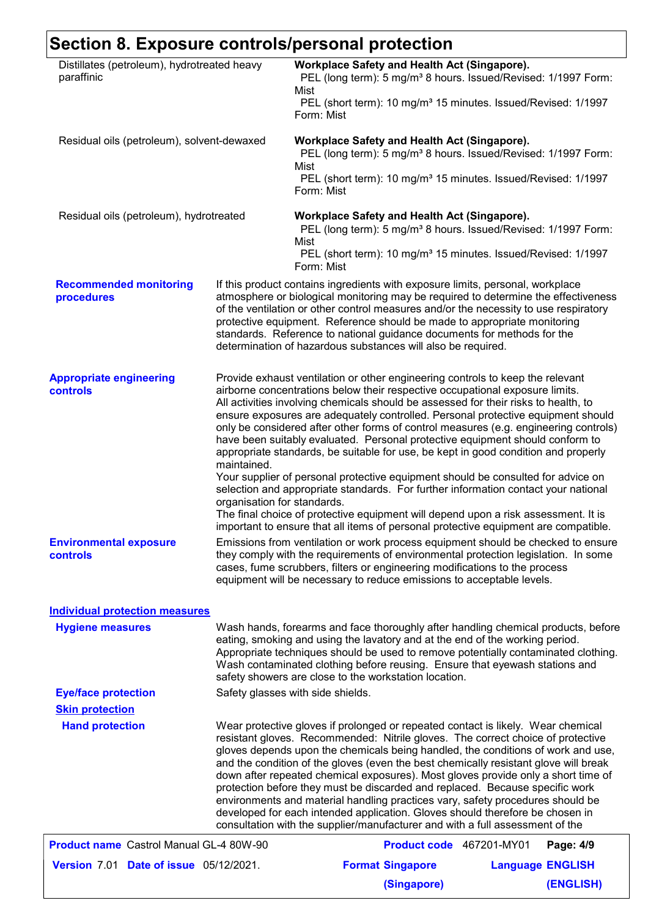# Section 8. Exposure controls/personal protection

| | |
|---|---|
| Distillates (petroleum), hydrotreated heavy paraffinic | **Workplace Safety and Health Act (Singapore).**<br>PEL (long term): 5 mg/m³ 8 hours. Issued/Revised: 1/1997 Form: Mist<br>PEL (short term): 10 mg/m³ 15 minutes. Issued/Revised: 1/1997 Form: Mist |
| Residual oils (petroleum), solvent-dewaxed | **Workplace Safety and Health Act (Singapore).**<br>PEL (long term): 5 mg/m³ 8 hours. Issued/Revised: 1/1997 Form: Mist<br>PEL (short term): 10 mg/m³ 15 minutes. Issued/Revised: 1/1997 Form: Mist |
| Residual oils (petroleum), hydrotreated | **Workplace Safety and Health Act (Singapore).**<br>PEL (long term): 5 mg/m³ 8 hours. Issued/Revised: 1/1997 Form: Mist<br>PEL (short term): 10 mg/m³ 15 minutes. Issued/Revised: 1/1997 Form: Mist |

**Recommended monitoring procedures**

If this product contains ingredients with exposure limits, personal, workplace atmosphere or biological monitoring may be required to determine the effectiveness of the ventilation or other control measures and/or the necessity to use respiratory protective equipment. Reference should be made to appropriate monitoring standards. Reference to national guidance documents for methods for the determination of hazardous substances will also be required.

**Appropriate engineering controls**

Provide exhaust ventilation or other engineering controls to keep the relevant airborne concentrations below their respective occupational exposure limits.
All activities involving chemicals should be assessed for their risks to health, to ensure exposures are adequately controlled. Personal protective equipment should only be considered after other forms of control measures (e.g. engineering controls) have been suitably evaluated. Personal protective equipment should conform to appropriate standards, be suitable for use, be kept in good condition and properly maintained.
Your supplier of personal protective equipment should be consulted for advice on selection and appropriate standards. For further information contact your national organisation for standards.
The final choice of protective equipment will depend upon a risk assessment. It is important to ensure that all items of personal protective equipment are compatible.

**Environmental exposure controls**

Emissions from ventilation or work process equipment should be checked to ensure they comply with the requirements of environmental protection legislation. In some cases, fume scrubbers, filters or engineering modifications to the process equipment will be necessary to reduce emissions to acceptable levels.

## Individual protection measures

**Hygiene measures**

Wash hands, forearms and face thoroughly after handling chemical products, before eating, smoking and using the lavatory and at the end of the working period. Appropriate techniques should be used to remove potentially contaminated clothing. Wash contaminated clothing before reusing. Ensure that eyewash stations and safety showers are close to the workstation location.

**Eye/face protection**

Safety glasses with side shields.

**Skin protection**

**Hand protection**

Wear protective gloves if prolonged or repeated contact is likely. Wear chemical resistant gloves. Recommended: Nitrile gloves. The correct choice of protective gloves depends upon the chemicals being handled, the conditions of work and use, and the condition of the gloves (even the best chemically resistant glove will break down after repeated chemical exposures). Most gloves provide only a short time of protection before they must be discarded and replaced. Because specific work environments and material handling practices vary, safety procedures should be developed for each intended application. Gloves should therefore be chosen in consultation with the supplier/manufacturer and with a full assessment of the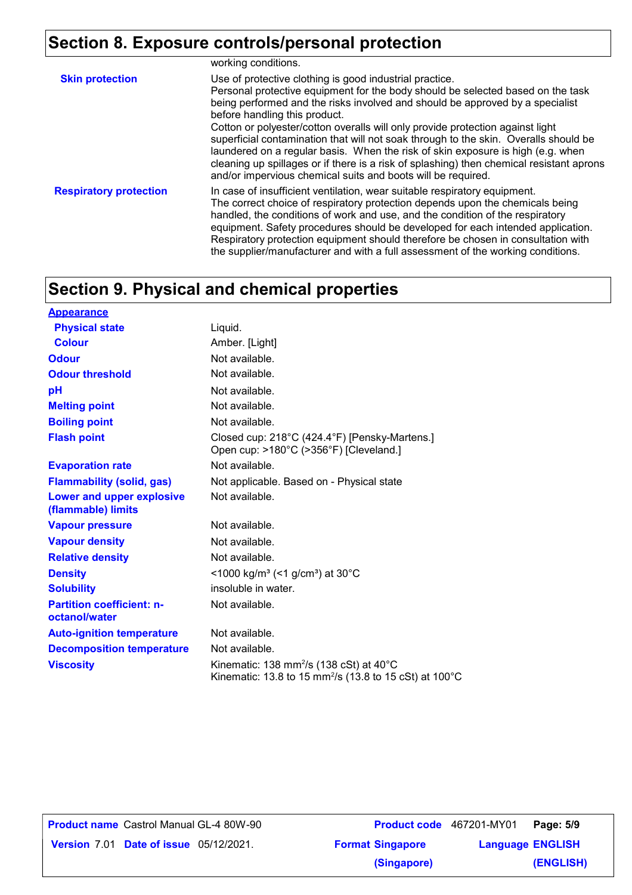## Section 8. Exposure controls/personal protection

| | |
|---|---|
| | working conditions. |
| **Skin protection** | Use of protective clothing is good industrial practice. Personal protective equipment for the body should be selected based on the task being performed and the risks involved and should be approved by a specialist before handling this product. Cotton or polyester/cotton overalls will only provide protection against light superficial contamination that will not soak through to the skin. Overalls should be laundered on a regular basis. When the risk of skin exposure is high (e.g. when cleaning up spillages or if there is a risk of splashing) then chemical resistant aprons and/or impervious chemical suits and boots will be required. |
| **Respiratory protection** | In case of insufficient ventilation, wear suitable respiratory equipment. The correct choice of respiratory protection depends upon the chemicals being handled, the conditions of work and use, and the condition of the respiratory equipment. Safety procedures should be developed for each intended application. Respiratory protection equipment should therefore be chosen in consultation with the supplier/manufacturer and with a full assessment of the working conditions. |

## Section 9. Physical and chemical properties

| | |
|---|---|
| **Appearance** | |
| **Physical state** | Liquid. |
| **Colour** | Amber. [Light] |
| **Odour** | Not available. |
| **Odour threshold** | Not available. |
| **pH** | Not available. |
| **Melting point** | Not available. |
| **Boiling point** | Not available. |
| **Flash point** | Closed cup: 218°C (424.4°F) [Pensky-Martens.]<br>Open cup: >180°C (>356°F) [Cleveland.] |
| **Evaporation rate** | Not available. |
| **Flammability (solid, gas)** | Not applicable. Based on - Physical state |
| **Lower and upper explosive (flammable) limits** | Not available. |
| **Vapour pressure** | Not available. |
| **Vapour density** | Not available. |
| **Relative density** | Not available. |
| **Density** | <1000 kg/m³ (<1 g/cm³) at 30°C |
| **Solubility** | insoluble in water. |
| **Partition coefficient: n-octanol/water** | Not available. |
| **Auto-ignition temperature** | Not available. |
| **Decomposition temperature** | Not available. |
| **Viscosity** | Kinematic: 138 $mm^2/s$ (138 cSt) at 40°C<br>Kinematic: 13.8 to 15 $mm^2/s$ (13.8 to 15 cSt) at 100°C |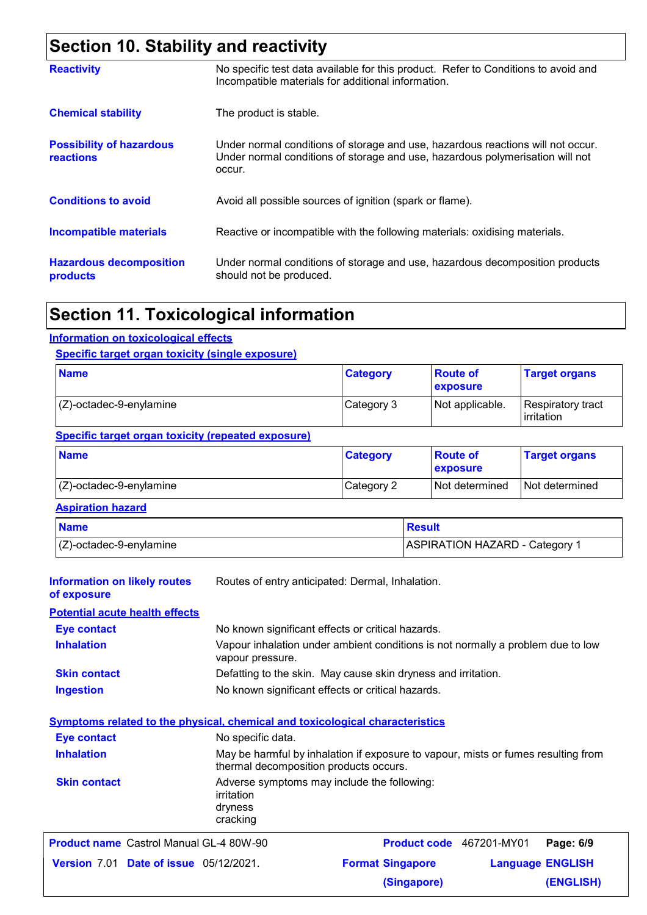## Section 10. Stability and reactivity

**Reactivity**
No specific test data available for this product. Refer to Conditions to avoid and Incompatible materials for additional information.

**Chemical stability**
The product is stable.

**Possibility of hazardous reactions**
Under normal conditions of storage and use, hazardous reactions will not occur. Under normal conditions of storage and use, hazardous polymerisation will not occur.

**Conditions to avoid**
Avoid all possible sources of ignition (spark or flame).

**Incompatible materials**
Reactive or incompatible with the following materials: oxidising materials.

**Hazardous decomposition products**
Under normal conditions of storage and use, hazardous decomposition products should not be produced.

## Section 11. Toxicological information

### Information on toxicological effects

#### Specific target organ toxicity (single exposure)

| Name | Category | Route of exposure | Target organs |
|---|---|---|---|
| (Z)-octadec-9-enylamine | Category 3 | Not applicable. | Respiratory tract irritation |

#### Specific target organ toxicity (repeated exposure)

| Name | Category | Route of exposure | Target organs |
|---|---|---|---|
| (Z)-octadec-9-enylamine | Category 2 | Not determined | Not determined |

#### Aspiration hazard

| Name | Result |
|---|---|
| (Z)-octadec-9-enylamine | ASPIRATION HAZARD - Category 1 |

**Information on likely routes of exposure**
Routes of entry anticipated: Dermal, Inhalation.

### Potential acute health effects

**Eye contact**
No known significant effects or critical hazards.

**Inhalation**
Vapour inhalation under ambient conditions is not normally a problem due to low vapour pressure.

**Skin contact**
Defatting to the skin. May cause skin dryness and irritation.

**Ingestion**
No known significant effects or critical hazards.

### Symptoms related to the physical, chemical and toxicological characteristics

**Eye contact**
No specific data.

**Inhalation**
May be harmful by inhalation if exposure to vapour, mists or fumes resulting from thermal decomposition products occurs.

**Skin contact**
Adverse symptoms may include the following:
irritation
dryness
cracking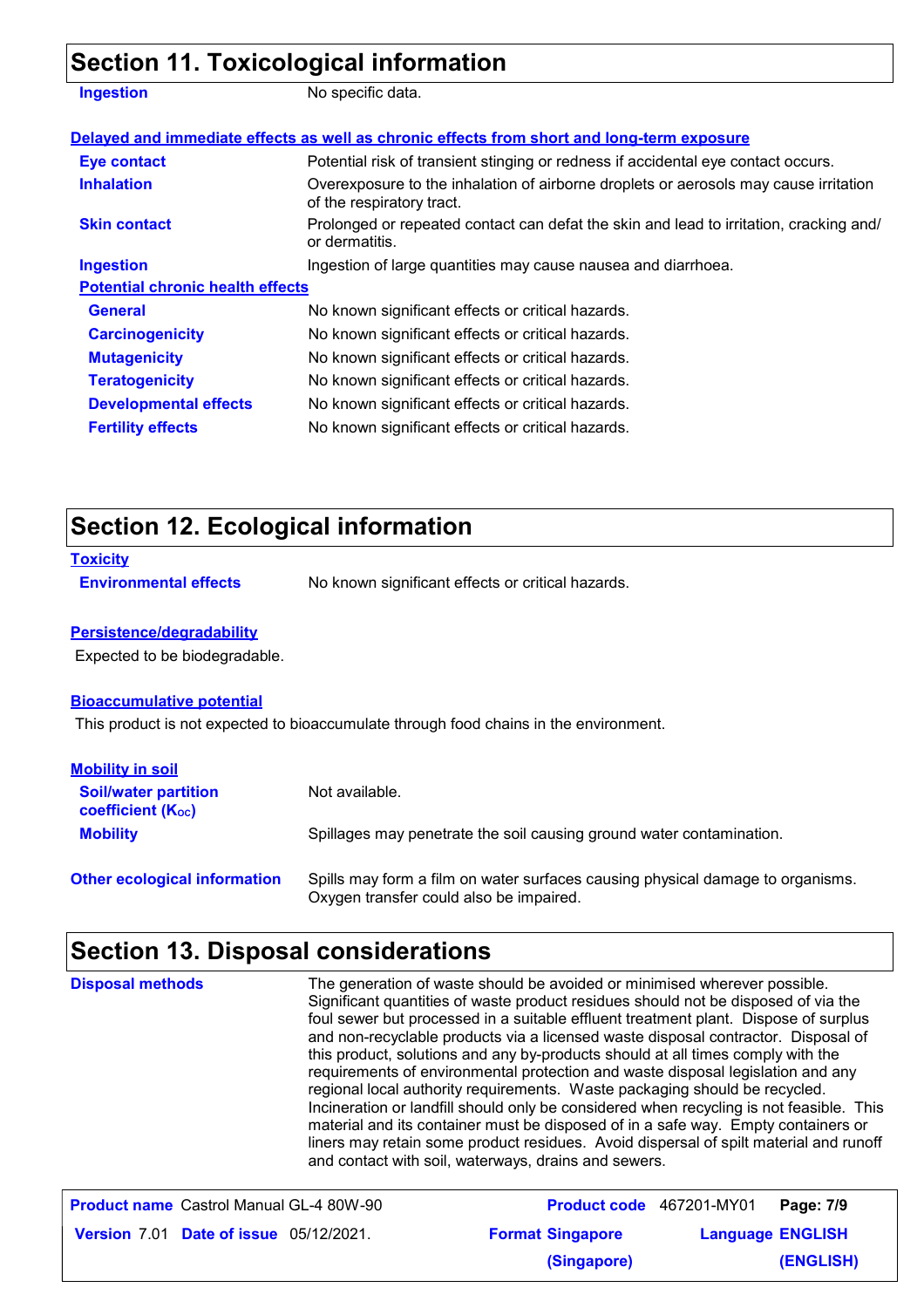## Section 11. Toxicological information

| | |
|---|---|
| **Ingestion** | No specific data. |

**Delayed and immediate effects as well as chronic effects from short and long-term exposure**

| | |
|---|---|
| **Eye contact** | Potential risk of transient stinging or redness if accidental eye contact occurs. |
| **Inhalation** | Overexposure to the inhalation of airborne droplets or aerosols may cause irritation of the respiratory tract. |
| **Skin contact** | Prolonged or repeated contact can defat the skin and lead to irritation, cracking and/or dermatitis. |
| **Ingestion** | Ingestion of large quantities may cause nausea and diarrhoea. |

**Potential chronic health effects**

| | |
|---|---|
| **General** | No known significant effects or critical hazards. |
| **Carcinogenicity** | No known significant effects or critical hazards. |
| **Mutagenicity** | No known significant effects or critical hazards. |
| **Teratogenicity** | No known significant effects or critical hazards. |
| **Developmental effects** | No known significant effects or critical hazards. |
| **Fertility effects** | No known significant effects or critical hazards. |

## Section 12. Ecological information

**Toxicity**

| | |
|---|---|
| **Environmental effects** | No known significant effects or critical hazards. |

**Persistence/degradability**

Expected to be biodegradable.

**Bioaccumulative potential**

This product is not expected to bioaccumulate through food chains in the environment.

**Mobility in soil**

| | |
|---|---|
| **Soil/water partition coefficient ($K_{OC}$)** | Not available. |
| **Mobility** | Spillages may penetrate the soil causing ground water contamination. |

| | |
|---|---|
| **Other ecological information** | Spills may form a film on water surfaces causing physical damage to organisms. Oxygen transfer could also be impaired. |

## Section 13. Disposal considerations

| | |
|---|---|
| **Disposal methods** | The generation of waste should be avoided or minimised wherever possible. Significant quantities of waste product residues should not be disposed of via the foul sewer but processed in a suitable effluent treatment plant. Dispose of surplus and non-recyclable products via a licensed waste disposal contractor. Disposal of this product, solutions and any by-products should at all times comply with the requirements of environmental protection and waste disposal legislation and any regional local authority requirements. Waste packaging should be recycled. Incineration or landfill should only be considered when recycling is not feasible. This material and its container must be disposed of in a safe way. Empty containers or liners may retain some product residues. Avoid dispersal of spilt material and runoff and contact with soil, waterways, drains and sewers. |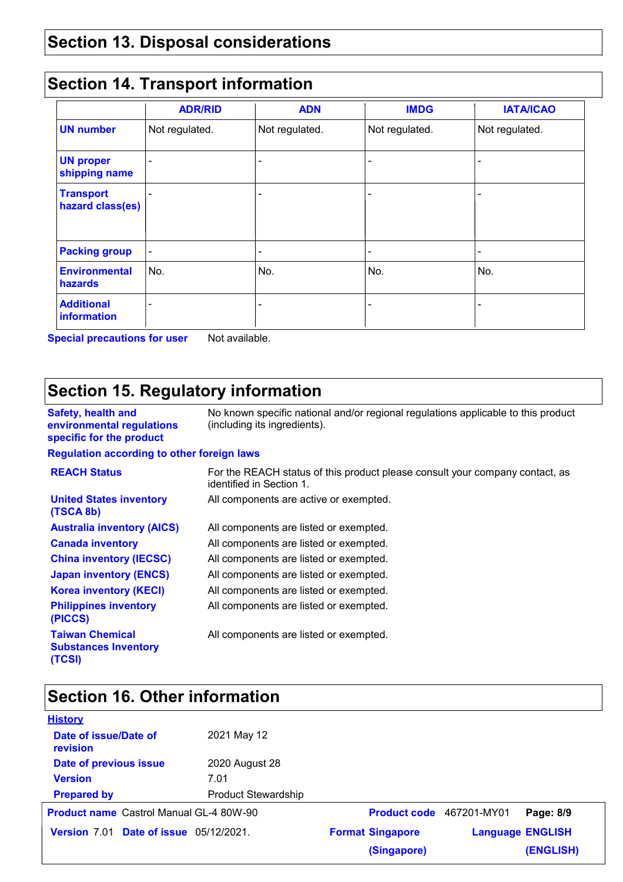## Section 13. Disposal considerations

## Section 14. Transport information

| | ADR/RID | ADN | IMDG | IATA/ICAO |
|---|---|---|---|---|
| **UN number** | Not regulated. | Not regulated. | Not regulated. | Not regulated. |
| **UN proper shipping name** | - | - | - | - |
| **Transport hazard class(es)** | - | - | - | - |
| **Packing group** | - | - | - | - |
| **Environmental hazards** | No. | No. | No. | No. |
| **Additional information** | - | - | - | - |

**Special precautions for user** Not available.

## Section 15. Regulatory information

**Safety, health and environmental regulations specific for the product** No known specific national and/or regional regulations applicable to this product (including its ingredients).

**Regulation according to other foreign laws**

| | |
|---|---|
| **REACH Status** | For the REACH status of this product please consult your company contact, as identified in Section 1. |
| **United States inventory (TSCA 8b)** | All components are active or exempted. |
| **Australia inventory (AICS)** | All components are listed or exempted. |
| **Canada inventory** | All components are listed or exempted. |
| **China inventory (IECSC)** | All components are listed or exempted. |
| **Japan inventory (ENCS)** | All components are listed or exempted. |
| **Korea inventory (KECI)** | All components are listed or exempted. |
| **Philippines inventory (PICCS)** | All components are listed or exempted. |
| **Taiwan Chemical Substances Inventory (TCSI)** | All components are listed or exempted. |

## Section 16. Other information

**History**

| | |
|---|---|
| **Date of issue/Date of revision** | 2021 May 12 |
| **Date of previous issue** | 2020 August 28 |
| **Version** | 7.01 |
| **Prepared by** | Product Stewardship |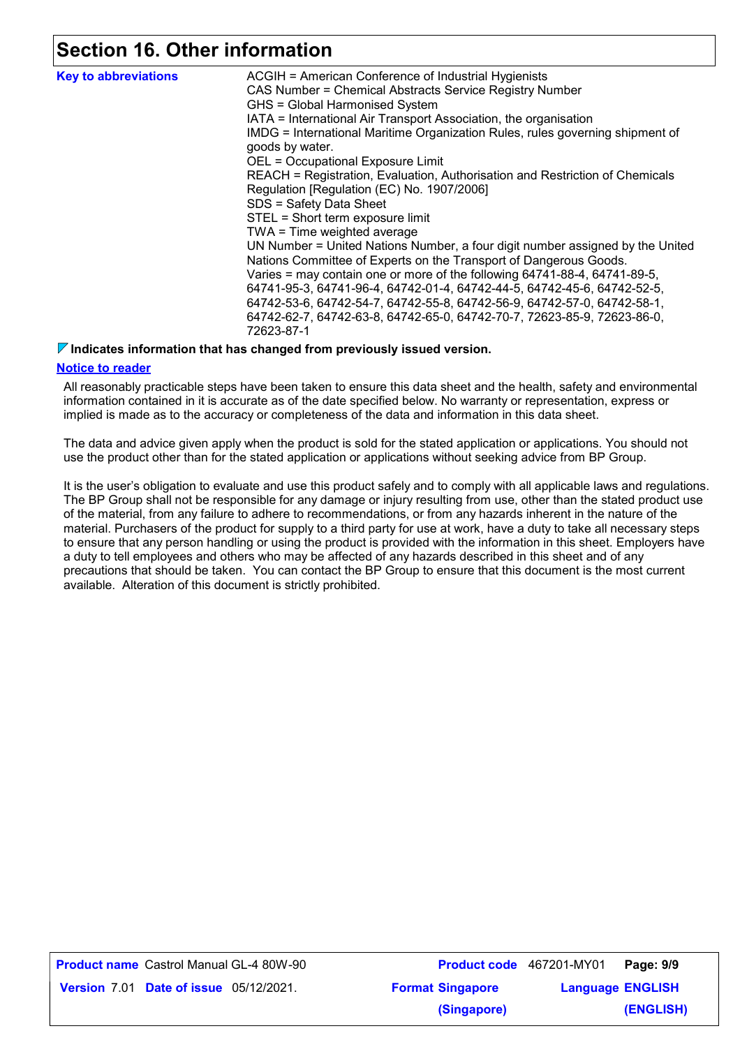# Section 16. Other information

**Key to abbreviations**

ACGIH = American Conference of Industrial Hygienists
CAS Number = Chemical Abstracts Service Registry Number
GHS = Global Harmonised System
IATA = International Air Transport Association, the organisation
IMDG = International Maritime Organization Rules, rules governing shipment of goods by water.
OEL = Occupational Exposure Limit
REACH = Registration, Evaluation, Authorisation and Restriction of Chemicals Regulation [Regulation (EC) No. 1907/2006]
SDS = Safety Data Sheet
STEL = Short term exposure limit
TWA = Time weighted average
UN Number = United Nations Number, a four digit number assigned by the United Nations Committee of Experts on the Transport of Dangerous Goods.
Varies = may contain one or more of the following 64741-88-4, 64741-89-5, 64741-95-3, 64741-96-4, 64742-01-4, 64742-44-5, 64742-45-6, 64742-52-5, 64742-53-6, 64742-54-7, 64742-55-8, 64742-56-9, 64742-57-0, 64742-58-1, 64742-62-7, 64742-63-8, 64742-65-0, 64742-70-7, 72623-85-9, 72623-86-0, 72623-87-1

**Indicates information that has changed from previously issued version.**

**Notice to reader**

All reasonably practicable steps have been taken to ensure this data sheet and the health, safety and environmental information contained in it is accurate as of the date specified below. No warranty or representation, express or implied is made as to the accuracy or completeness of the data and information in this data sheet.

The data and advice given apply when the product is sold for the stated application or applications. You should not use the product other than for the stated application or applications without seeking advice from BP Group.

It is the user's obligation to evaluate and use this product safely and to comply with all applicable laws and regulations. The BP Group shall not be responsible for any damage or injury resulting from use, other than the stated product use of the material, from any failure to adhere to recommendations, or from any hazards inherent in the nature of the material. Purchasers of the product for supply to a third party for use at work, have a duty to take all necessary steps to ensure that any person handling or using the product is provided with the information in this sheet. Employers have a duty to tell employees and others who may be affected of any hazards described in this sheet and of any precautions that should be taken. You can contact the BP Group to ensure that this document is the most current available. Alteration of this document is strictly prohibited.